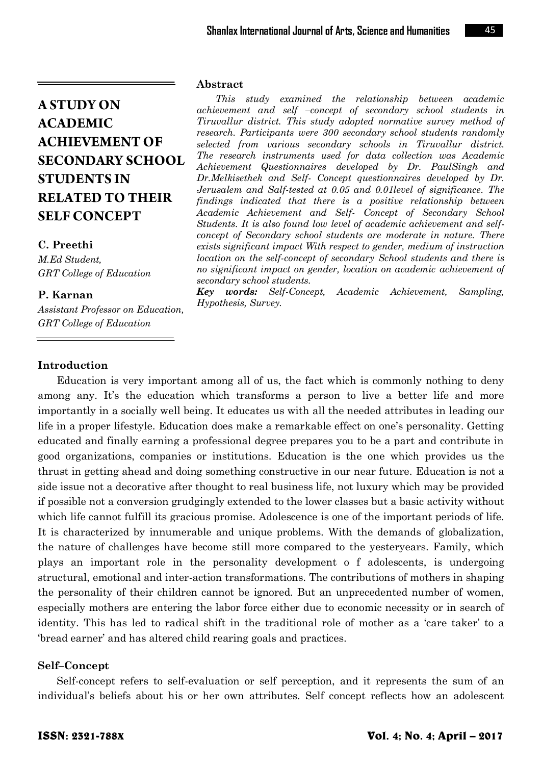# A STUDY ON ACADEMIC ACHIEVEMENT OF SECONDARY SCHOOL STUDENTS IN RELATED TO THEIR SELF CONCEPT

**C. Preethi**
*M.Ed Student,*
*GRT College of Education*

**P. Karnan**
*Assistant Professor on Education,*
*GRT College of Education*

**Abstract**

*This study examined the relationship between academic achievement and self –concept of secondary school students in Tiruvallur district. This study adopted normative survey method of research. Participants were 300 secondary school students randomly selected from various secondary schools in Tiruvallur district. The research instruments used for data collection was Academic Achievement Questionnaires developed by Dr. PaulSingh and Dr.Melkisethek and Self- Concept questionnaires developed by Dr. Jerusalem and Salf-tested at 0.05 and 0.01level of significance. The findings indicated that there is a positive relationship between Academic Achievement and Self- Concept of Secondary School Students. It is also found low level of academic achievement and self-concept of Secondary school students are moderate in nature. There exists significant impact With respect to gender, medium of instruction location on the self-concept of secondary School students and there is no significant impact on gender, location on academic achievement of secondary school students.*

***Key words:*** *Self-Concept, Academic Achievement, Sampling, Hypothesis, Survey.*

## Introduction

Education is very important among all of us, the fact which is commonly nothing to deny among any. It's the education which transforms a person to live a better life and more importantly in a socially well being. It educates us with all the needed attributes in leading our life in a proper lifestyle. Education does make a remarkable effect on one's personality. Getting educated and finally earning a professional degree prepares you to be a part and contribute in good organizations, companies or institutions. Education is the one which provides us the thrust in getting ahead and doing something constructive in our near future. Education is not a side issue not a decorative after thought to real business life, not luxury which may be provided if possible not a conversion grudgingly extended to the lower classes but a basic activity without which life cannot fulfill its gracious promise. Adolescence is one of the important periods of life. It is characterized by innumerable and unique problems. With the demands of globalization, the nature of challenges have become still more compared to the yesteryears. Family, which plays an important role in the personality development o f adolescents, is undergoing structural, emotional and inter-action transformations. The contributions of mothers in shaping the personality of their children cannot be ignored. But an unprecedented number of women, especially mothers are entering the labor force either due to economic necessity or in search of identity. This has led to radical shift in the traditional role of mother as a 'care taker' to a 'bread earner' and has altered child rearing goals and practices.

## Self–Concept

Self-concept refers to self-evaluation or self perception, and it represents the sum of an individual's beliefs about his or her own attributes. Self concept reflects how an adolescent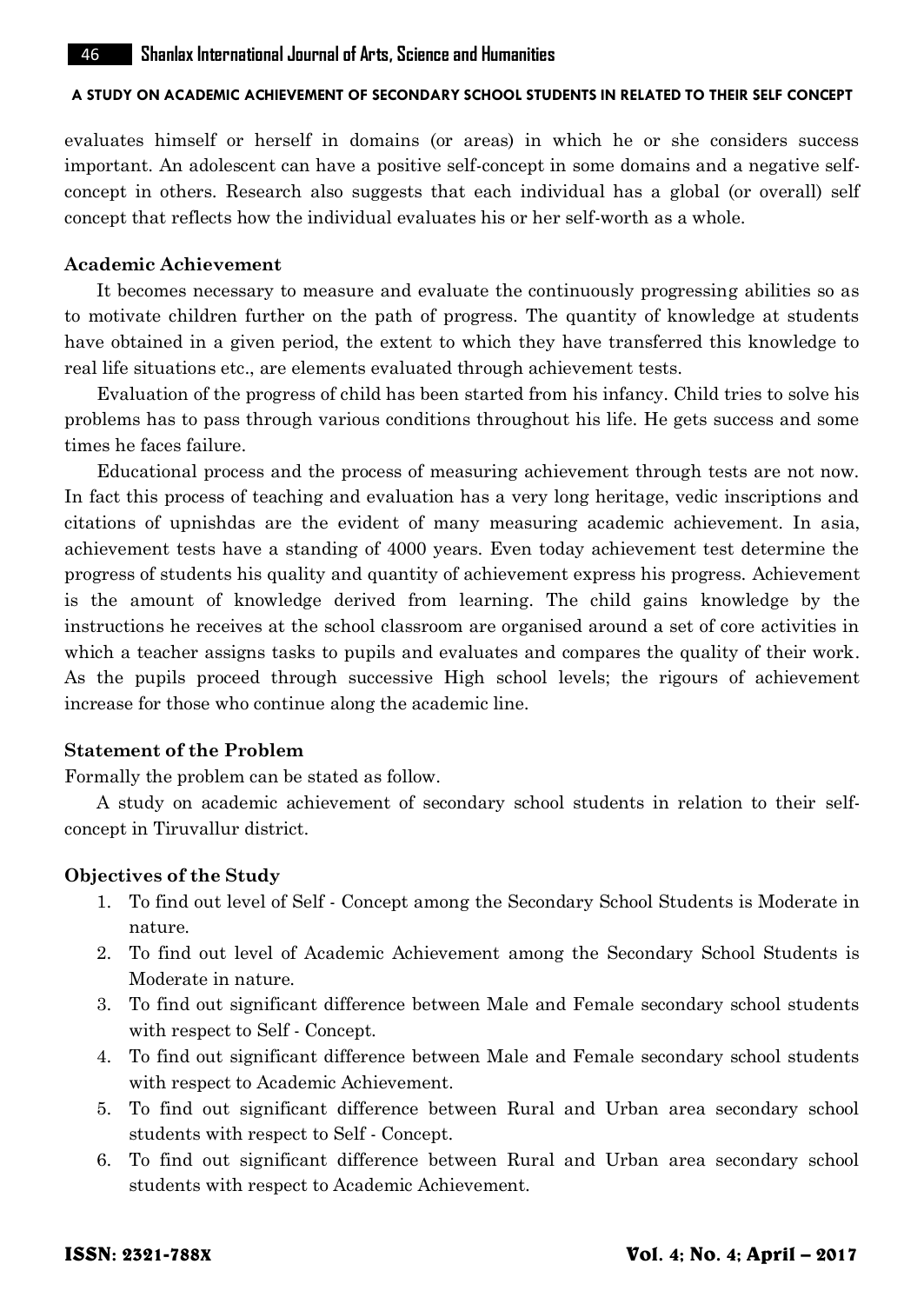evaluates himself or herself in domains (or areas) in which he or she considers success important. An adolescent can have a positive self-concept in some domains and a negative self-concept in others. Research also suggests that each individual has a global (or overall) self concept that reflects how the individual evaluates his or her self-worth as a whole.

### Academic Achievement

It becomes necessary to measure and evaluate the continuously progressing abilities so as to motivate children further on the path of progress. The quantity of knowledge at students have obtained in a given period, the extent to which they have transferred this knowledge to real life situations etc., are elements evaluated through achievement tests.

Evaluation of the progress of child has been started from his infancy. Child tries to solve his problems has to pass through various conditions throughout his life. He gets success and some times he faces failure.

Educational process and the process of measuring achievement through tests are not now. In fact this process of teaching and evaluation has a very long heritage, vedic inscriptions and citations of upnishdas are the evident of many measuring academic achievement. In asia, achievement tests have a standing of 4000 years. Even today achievement test determine the progress of students his quality and quantity of achievement express his progress. Achievement is the amount of knowledge derived from learning. The child gains knowledge by the instructions he receives at the school classroom are organised around a set of core activities in which a teacher assigns tasks to pupils and evaluates and compares the quality of their work. As the pupils proceed through successive High school levels; the rigours of achievement increase for those who continue along the academic line.

### Statement of the Problem

Formally the problem can be stated as follow.

A study on academic achievement of secondary school students in relation to their self-concept in Tiruvallur district.

### Objectives of the Study

1. To find out level of Self - Concept among the Secondary School Students is Moderate in nature.
2. To find out level of Academic Achievement among the Secondary School Students is Moderate in nature.
3. To find out significant difference between Male and Female secondary school students with respect to Self - Concept.
4. To find out significant difference between Male and Female secondary school students with respect to Academic Achievement.
5. To find out significant difference between Rural and Urban area secondary school students with respect to Self - Concept.
6. To find out significant difference between Rural and Urban area secondary school students with respect to Academic Achievement.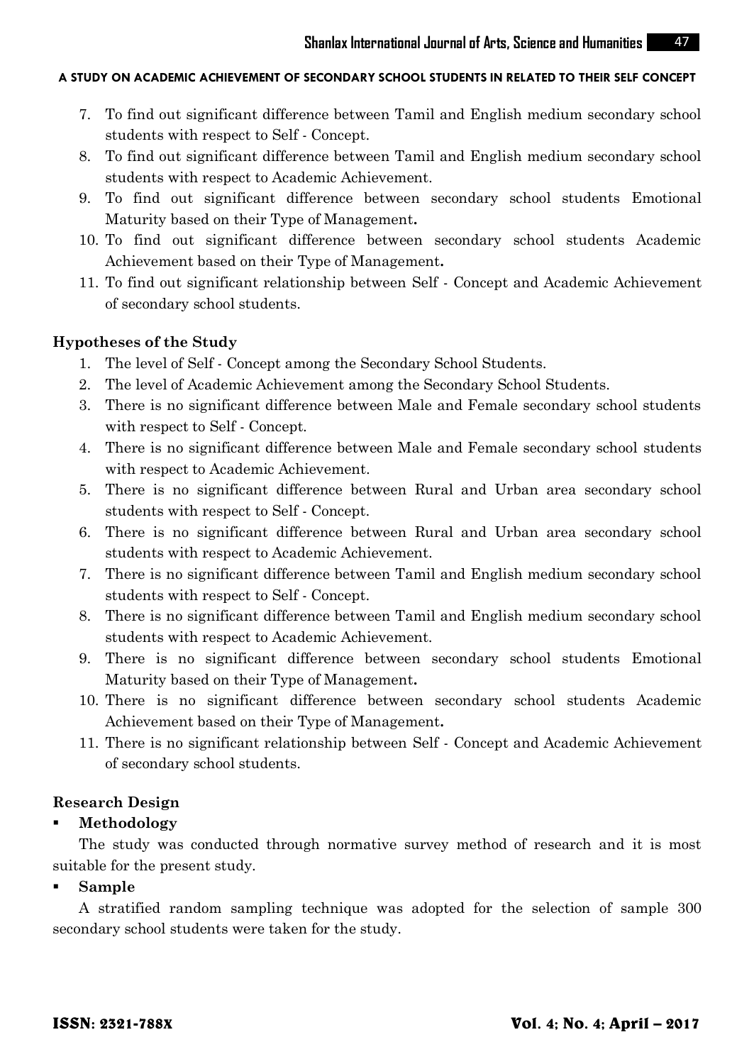7. To find out significant difference between Tamil and English medium secondary school students with respect to Self - Concept.
8. To find out significant difference between Tamil and English medium secondary school students with respect to Academic Achievement.
9. To find out significant difference between secondary school students Emotional Maturity based on their Type of Management**.**
10. To find out significant difference between secondary school students Academic Achievement based on their Type of Management**.**
11. To find out significant relationship between Self - Concept and Academic Achievement of secondary school students.

### Hypotheses of the Study

1. The level of Self - Concept among the Secondary School Students.
2. The level of Academic Achievement among the Secondary School Students.
3. There is no significant difference between Male and Female secondary school students with respect to Self - Concept.
4. There is no significant difference between Male and Female secondary school students with respect to Academic Achievement.
5. There is no significant difference between Rural and Urban area secondary school students with respect to Self - Concept.
6. There is no significant difference between Rural and Urban area secondary school students with respect to Academic Achievement.
7. There is no significant difference between Tamil and English medium secondary school students with respect to Self - Concept.
8. There is no significant difference between Tamil and English medium secondary school students with respect to Academic Achievement.
9. There is no significant difference between secondary school students Emotional Maturity based on their Type of Management**.**
10. There is no significant difference between secondary school students Academic Achievement based on their Type of Management**.**
11. There is no significant relationship between Self - Concept and Academic Achievement of secondary school students.

### Research Design

- **Methodology**

The study was conducted through normative survey method of research and it is most suitable for the present study.

- **Sample**

A stratified random sampling technique was adopted for the selection of sample 300 secondary school students were taken for the study.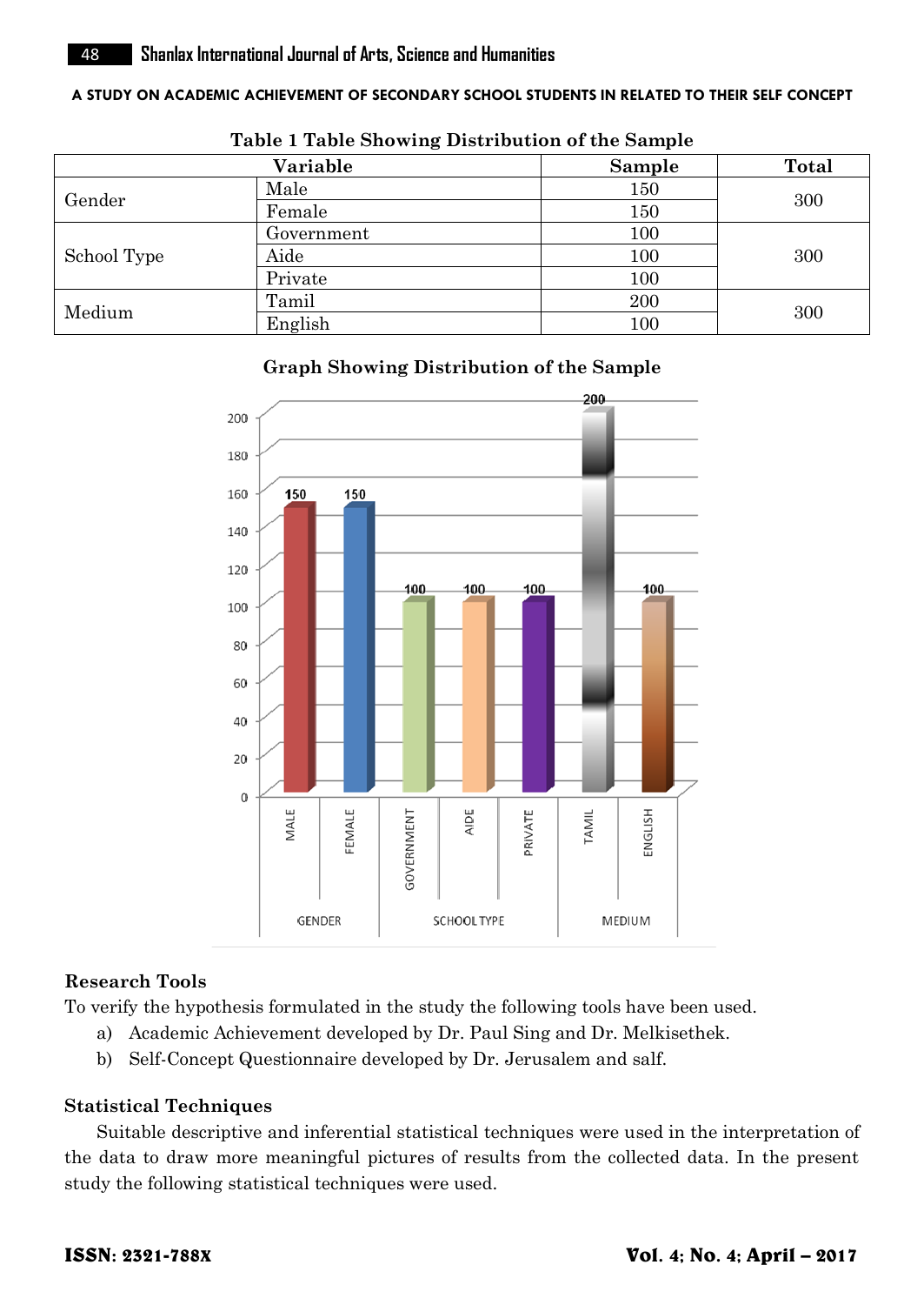**Table 1 Table Showing Distribution of the Sample**

| Variable | | Sample | Total |
|---|---|---|---|
| Gender | Male | 150 | 300 |
| | Female | 150 | |
| School Type | Government | 100 | 300 |
| | Aide | 100 | |
| | Private | 100 | |
| Medium | Tamil | 200 | 300 |
| | English | 100 | |

**Graph Showing Distribution of the Sample**

### Research Tools

To verify the hypothesis formulated in the study the following tools have been used.

a) Academic Achievement developed by Dr. Paul Sing and Dr. Melkisethek.
b) Self-Concept Questionnaire developed by Dr. Jerusalem and salf.

### Statistical Techniques

Suitable descriptive and inferential statistical techniques were used in the interpretation of the data to draw more meaningful pictures of results from the collected data. In the present study the following statistical techniques were used.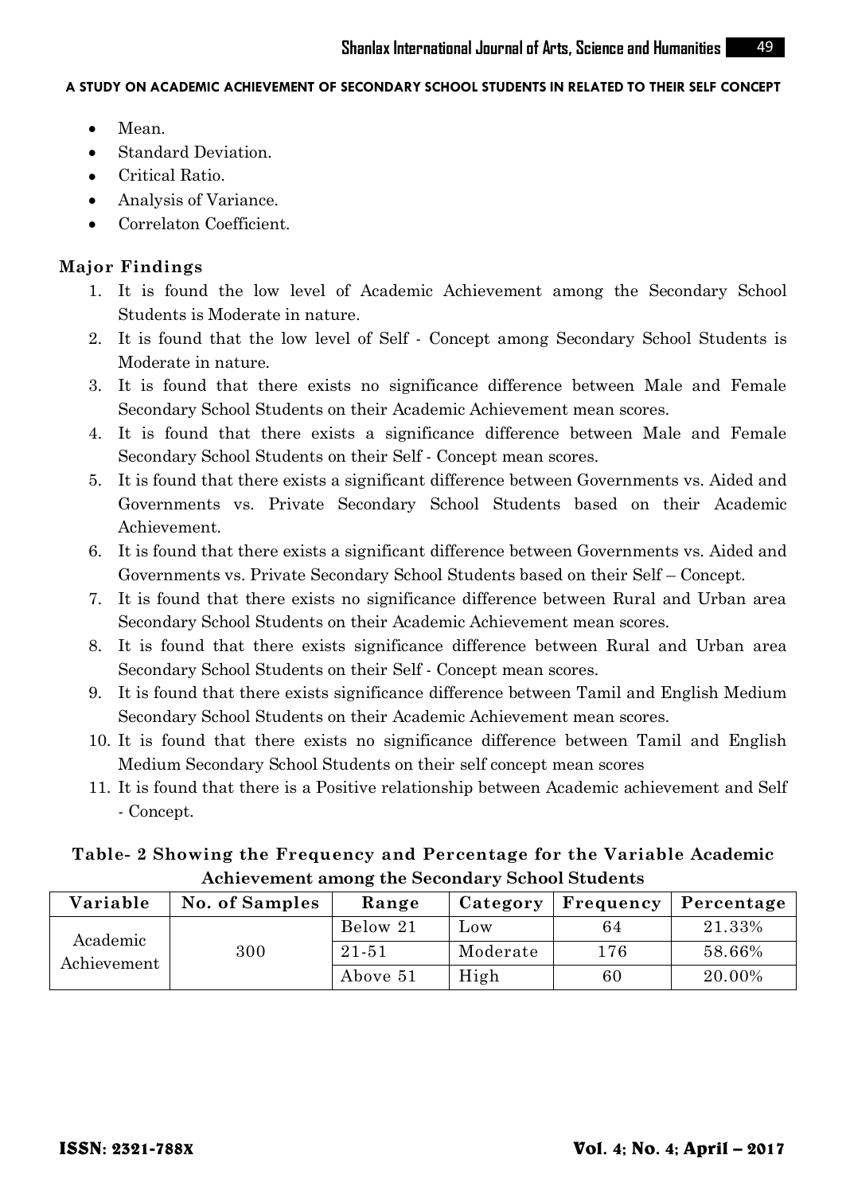- Mean.
- Standard Deviation.
- Critical Ratio.
- Analysis of Variance.
- Correlaton Coefficient.

### Major Findings

1. It is found the low level of Academic Achievement among the Secondary School Students is Moderate in nature.
2. It is found that the low level of Self - Concept among Secondary School Students is Moderate in nature.
3. It is found that there exists no significance difference between Male and Female Secondary School Students on their Academic Achievement mean scores.
4. It is found that there exists a significance difference between Male and Female Secondary School Students on their Self - Concept mean scores.
5. It is found that there exists a significant difference between Governments vs. Aided and Governments vs. Private Secondary School Students based on their Academic Achievement.
6. It is found that there exists a significant difference between Governments vs. Aided and Governments vs. Private Secondary School Students based on their Self – Concept.
7. It is found that there exists no significance difference between Rural and Urban area Secondary School Students on their Academic Achievement mean scores.
8. It is found that there exists significance difference between Rural and Urban area Secondary School Students on their Self - Concept mean scores.
9. It is found that there exists significance difference between Tamil and English Medium Secondary School Students on their Academic Achievement mean scores.
10. It is found that there exists no significance difference between Tamil and English Medium Secondary School Students on their self concept mean scores
11. It is found that there is a Positive relationship between Academic achievement and Self - Concept.

**Table- 2 Showing the Frequency and Percentage for the Variable Academic Achievement among the Secondary School Students**

| Variable | No. of Samples | Range | Category | Frequency | Percentage |
|---|---|---|---|---|---|
| Academic Achievement | 300 | Below 21 | Low | 64 | 21.33% |
| | | 21-51 | Moderate | 176 | 58.66% |
| | | Above 51 | High | 60 | 20.00% |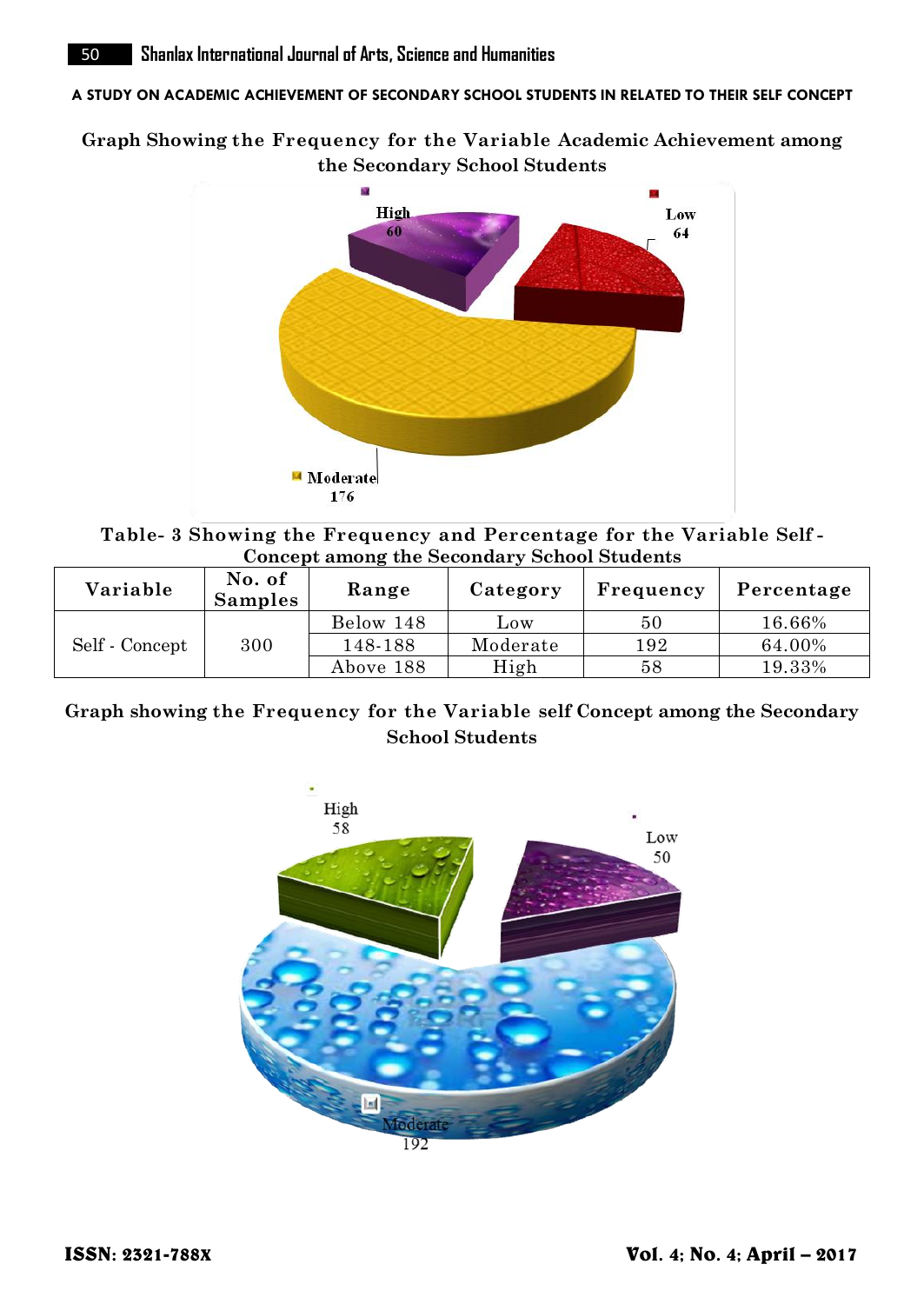**Graph Showing the Frequency for the Variable Academic Achievement among the Secondary School Students**

High 60

Low 64

Moderate 176

**Table- 3 Showing the Frequency and Percentage for the Variable Self-Concept among the Secondary School Students**

| Variable | No. of Samples | Range | Category | Frequency | Percentage |
|---|---|---|---|---|---|
| Self - Concept | 300 | Below 148 | Low | 50 | 16.66% |
| | | 148-188 | Moderate | 192 | 64.00% |
| | | Above 188 | High | 58 | 19.33% |

**Graph showing the Frequency for the Variable self Concept among the Secondary School Students**

High 58

Low 50

Moderate 192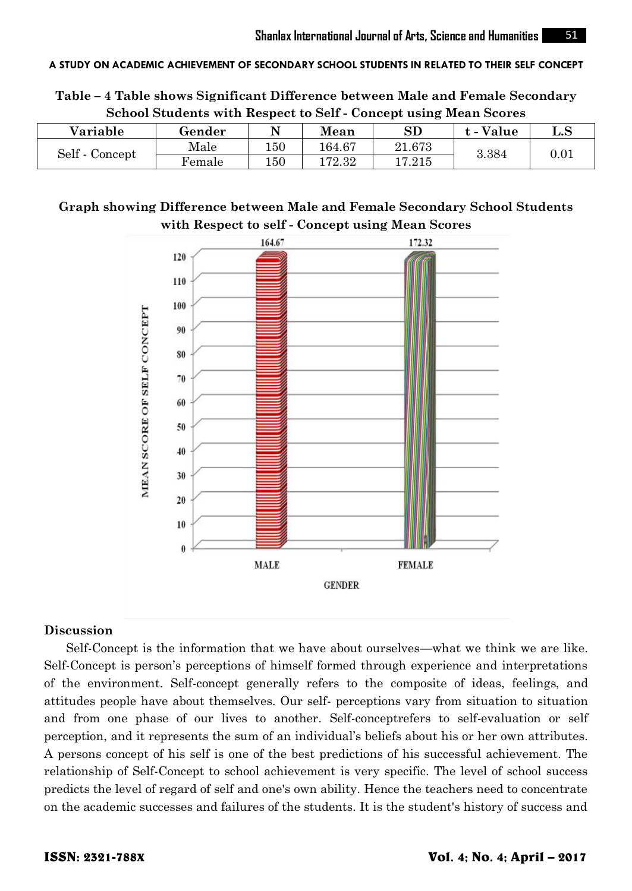**Table – 4 Table shows Significant Difference between Male and Female Secondary School Students with Respect to Self - Concept using Mean Scores**

| Variable | Gender | N | Mean | SD | t - Value | L.S |
|---|---|---|---|---|---|---|
| Self - Concept | Male | 150 | 164.67 | 21.673 | 3.384 | 0.01 |
| | Female | 150 | 172.32 | 17.215 | | |

**Graph showing Difference between Male and Female Secondary School Students with Respect to self - Concept using Mean Scores**

## Discussion

Self-Concept is the information that we have about ourselves—what we think we are like. Self-Concept is person's perceptions of himself formed through experience and interpretations of the environment. Self-concept generally refers to the composite of ideas, feelings, and attitudes people have about themselves. Our self- perceptions vary from situation to situation and from one phase of our lives to another. Self-conceptrefers to self-evaluation or self perception, and it represents the sum of an individual's beliefs about his or her own attributes. A persons concept of his self is one of the best predictions of his successful achievement. The relationship of Self-Concept to school achievement is very specific. The level of school success predicts the level of regard of self and one's own ability. Hence the teachers need to concentrate on the academic successes and failures of the students. It is the student's history of success and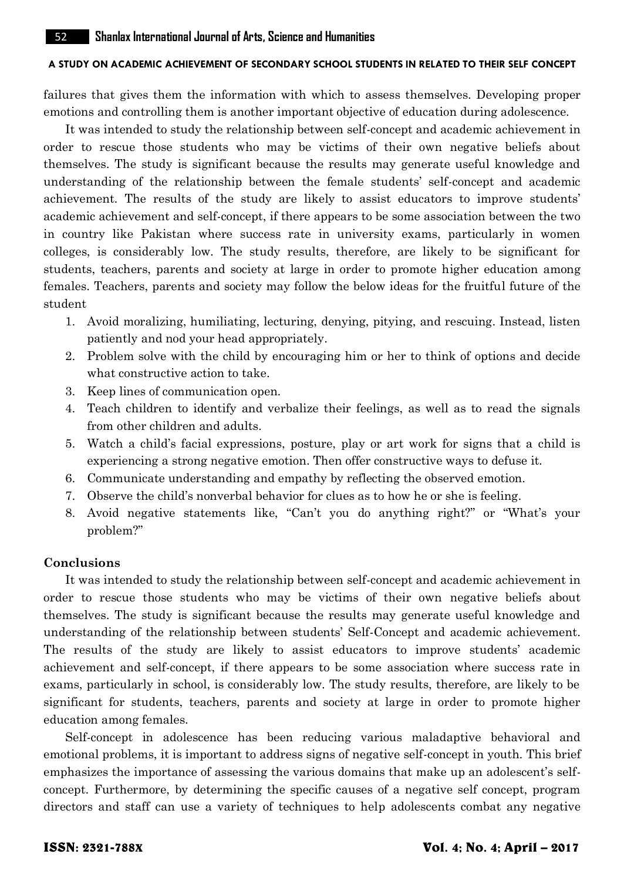failures that gives them the information with which to assess themselves. Developing proper emotions and controlling them is another important objective of education during adolescence.

It was intended to study the relationship between self-concept and academic achievement in order to rescue those students who may be victims of their own negative beliefs about themselves. The study is significant because the results may generate useful knowledge and understanding of the relationship between the female students' self-concept and academic achievement. The results of the study are likely to assist educators to improve students' academic achievement and self-concept, if there appears to be some association between the two in country like Pakistan where success rate in university exams, particularly in women colleges, is considerably low. The study results, therefore, are likely to be significant for students, teachers, parents and society at large in order to promote higher education among females. Teachers, parents and society may follow the below ideas for the fruitful future of the student

1. Avoid moralizing, humiliating, lecturing, denying, pitying, and rescuing. Instead, listen patiently and nod your head appropriately.
2. Problem solve with the child by encouraging him or her to think of options and decide what constructive action to take.
3. Keep lines of communication open.
4. Teach children to identify and verbalize their feelings, as well as to read the signals from other children and adults.
5. Watch a child's facial expressions, posture, play or art work for signs that a child is experiencing a strong negative emotion. Then offer constructive ways to defuse it.
6. Communicate understanding and empathy by reflecting the observed emotion.
7. Observe the child's nonverbal behavior for clues as to how he or she is feeling.
8. Avoid negative statements like, "Can't you do anything right?" or "What's your problem?"

## Conclusions

It was intended to study the relationship between self-concept and academic achievement in order to rescue those students who may be victims of their own negative beliefs about themselves. The study is significant because the results may generate useful knowledge and understanding of the relationship between students' Self-Concept and academic achievement. The results of the study are likely to assist educators to improve students' academic achievement and self-concept, if there appears to be some association where success rate in exams, particularly in school, is considerably low. The study results, therefore, are likely to be significant for students, teachers, parents and society at large in order to promote higher education among females.

Self-concept in adolescence has been reducing various maladaptive behavioral and emotional problems, it is important to address signs of negative self-concept in youth. This brief emphasizes the importance of assessing the various domains that make up an adolescent's self-concept. Furthermore, by determining the specific causes of a negative self concept, program directors and staff can use a variety of techniques to help adolescents combat any negative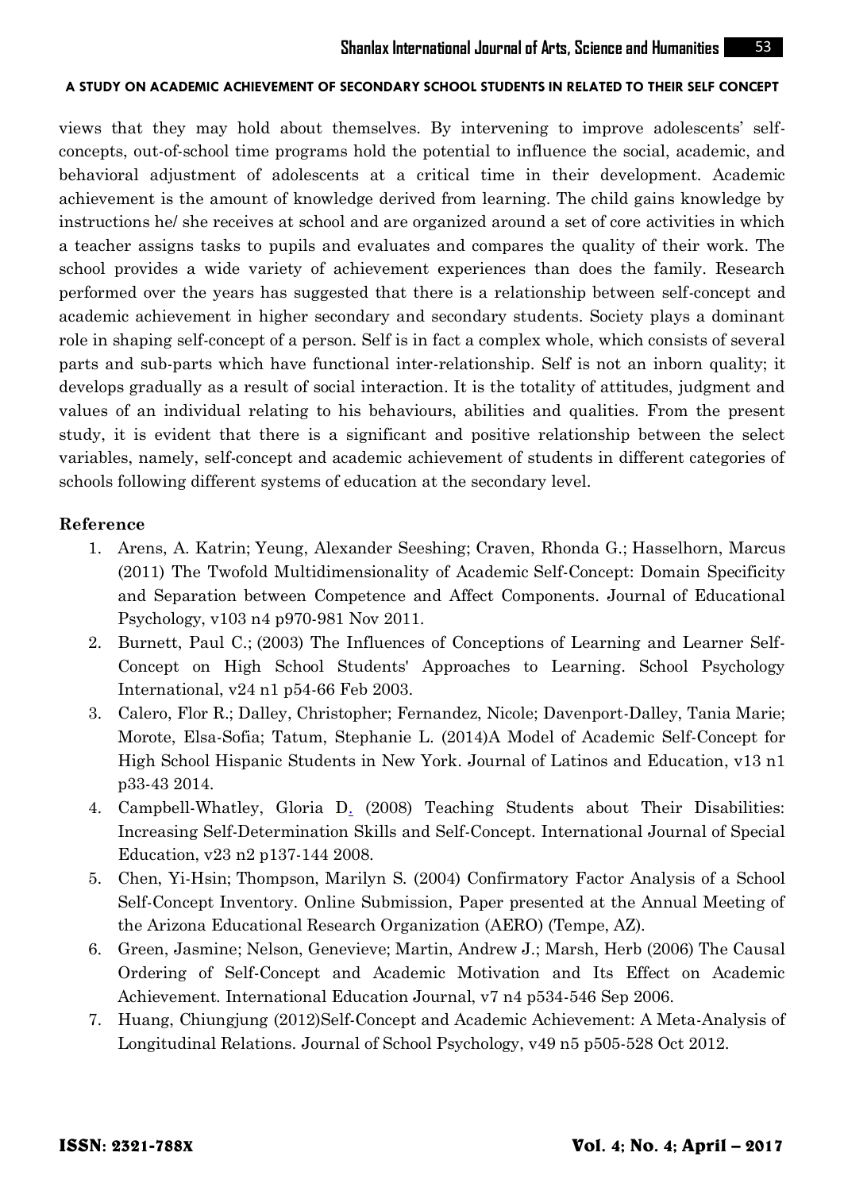views that they may hold about themselves. By intervening to improve adolescents' self-concepts, out-of-school time programs hold the potential to influence the social, academic, and behavioral adjustment of adolescents at a critical time in their development. Academic achievement is the amount of knowledge derived from learning. The child gains knowledge by instructions he/ she receives at school and are organized around a set of core activities in which a teacher assigns tasks to pupils and evaluates and compares the quality of their work. The school provides a wide variety of achievement experiences than does the family. Research performed over the years has suggested that there is a relationship between self-concept and academic achievement in higher secondary and secondary students. Society plays a dominant role in shaping self-concept of a person. Self is in fact a complex whole, which consists of several parts and sub-parts which have functional inter-relationship. Self is not an inborn quality; it develops gradually as a result of social interaction. It is the totality of attitudes, judgment and values of an individual relating to his behaviours, abilities and qualities. From the present study, it is evident that there is a significant and positive relationship between the select variables, namely, self-concept and academic achievement of students in different categories of schools following different systems of education at the secondary level.

## Reference

1. Arens, A. Katrin; Yeung, Alexander Seeshing; Craven, Rhonda G.; Hasselhorn, Marcus (2011) The Twofold Multidimensionality of Academic Self-Concept: Domain Specificity and Separation between Competence and Affect Components. Journal of Educational Psychology, v103 n4 p970-981 Nov 2011.
2. Burnett, Paul C.; (2003) The Influences of Conceptions of Learning and Learner Self-Concept on High School Students' Approaches to Learning. School Psychology International, v24 n1 p54-66 Feb 2003.
3. Calero, Flor R.; Dalley, Christopher; Fernandez, Nicole; Davenport-Dalley, Tania Marie; Morote, Elsa-Sofia; Tatum, Stephanie L. (2014)A Model of Academic Self-Concept for High School Hispanic Students in New York. Journal of Latinos and Education, v13 n1 p33-43 2014.
4. Campbell-Whatley, Gloria D. (2008) Teaching Students about Their Disabilities: Increasing Self-Determination Skills and Self-Concept. International Journal of Special Education, v23 n2 p137-144 2008.
5. Chen, Yi-Hsin; Thompson, Marilyn S. (2004) Confirmatory Factor Analysis of a School Self-Concept Inventory. Online Submission, Paper presented at the Annual Meeting of the Arizona Educational Research Organization (AERO) (Tempe, AZ).
6. Green, Jasmine; Nelson, Genevieve; Martin, Andrew J.; Marsh, Herb (2006) The Causal Ordering of Self-Concept and Academic Motivation and Its Effect on Academic Achievement. International Education Journal, v7 n4 p534-546 Sep 2006.
7. Huang, Chiungjung (2012)Self-Concept and Academic Achievement: A Meta-Analysis of Longitudinal Relations. Journal of School Psychology, v49 n5 p505-528 Oct 2012.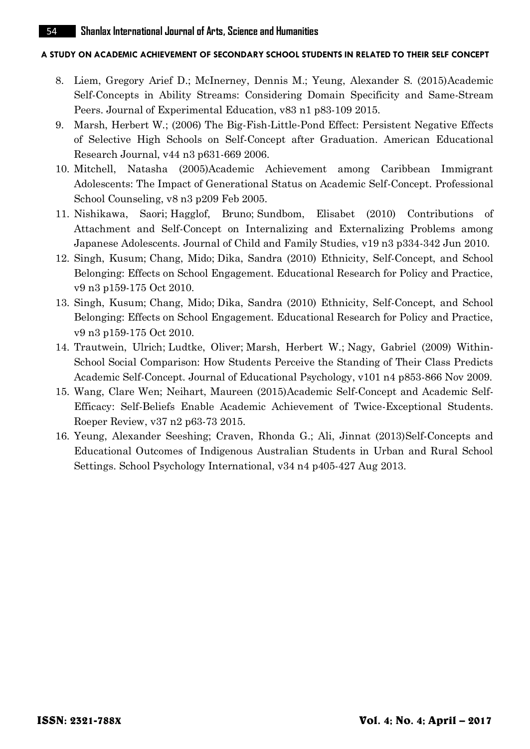8. Liem, Gregory Arief D.; McInerney, Dennis M.; Yeung, Alexander S. (2015)Academic Self-Concepts in Ability Streams: Considering Domain Specificity and Same-Stream Peers. Journal of Experimental Education, v83 n1 p83-109 2015.
9. Marsh, Herbert W.; (2006) The Big-Fish-Little-Pond Effect: Persistent Negative Effects of Selective High Schools on Self-Concept after Graduation. American Educational Research Journal, v44 n3 p631-669 2006.
10. Mitchell, Natasha (2005)Academic Achievement among Caribbean Immigrant Adolescents: The Impact of Generational Status on Academic Self-Concept. Professional School Counseling, v8 n3 p209 Feb 2005.
11. Nishikawa, Saori; Hagglof, Bruno; Sundbom, Elisabet (2010) Contributions of Attachment and Self-Concept on Internalizing and Externalizing Problems among Japanese Adolescents. Journal of Child and Family Studies, v19 n3 p334-342 Jun 2010.
12. Singh, Kusum; Chang, Mido; Dika, Sandra (2010) Ethnicity, Self-Concept, and School Belonging: Effects on School Engagement. Educational Research for Policy and Practice, v9 n3 p159-175 Oct 2010.
13. Singh, Kusum; Chang, Mido; Dika, Sandra (2010) Ethnicity, Self-Concept, and School Belonging: Effects on School Engagement. Educational Research for Policy and Practice, v9 n3 p159-175 Oct 2010.
14. Trautwein, Ulrich; Ludtke, Oliver; Marsh, Herbert W.; Nagy, Gabriel (2009) Within-School Social Comparison: How Students Perceive the Standing of Their Class Predicts Academic Self-Concept. Journal of Educational Psychology, v101 n4 p853-866 Nov 2009.
15. Wang, Clare Wen; Neihart, Maureen (2015)Academic Self-Concept and Academic Self-Efficacy: Self-Beliefs Enable Academic Achievement of Twice-Exceptional Students. Roeper Review, v37 n2 p63-73 2015.
16. Yeung, Alexander Seeshing; Craven, Rhonda G.; Ali, Jinnat (2013)Self-Concepts and Educational Outcomes of Indigenous Australian Students in Urban and Rural School Settings. School Psychology International, v34 n4 p405-427 Aug 2013.